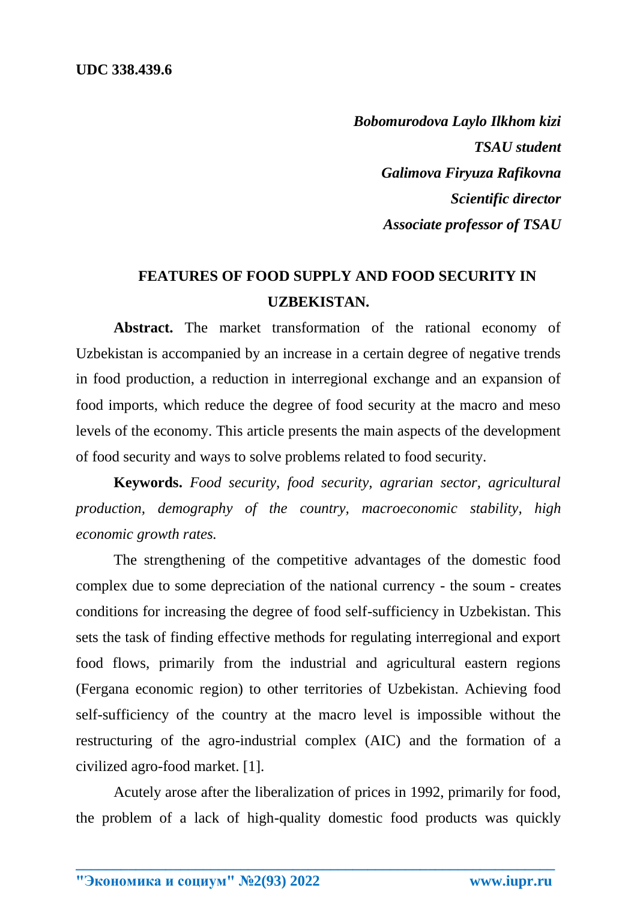**UDC 338.439.6**

***Bobomurodova Laylo Ilkhom kizi***
***TSAU student***
***Galimova Firyuza Rafikovna***
***Scientific director***
***Associate professor of TSAU***

# FEATURES OF FOOD SUPPLY AND FOOD SECURITY IN UZBEKISTAN.

**Abstract.** The market transformation of the rational economy of Uzbekistan is accompanied by an increase in a certain degree of negative trends in food production, a reduction in interregional exchange and an expansion of food imports, which reduce the degree of food security at the macro and meso levels of the economy. This article presents the main aspects of the development of food security and ways to solve problems related to food security.

**Keywords.** *Food security, food security, agrarian sector, agricultural production, demography of the country, macroeconomic stability, high economic growth rates.*

The strengthening of the competitive advantages of the domestic food complex due to some depreciation of the national currency - the soum - creates conditions for increasing the degree of food self-sufficiency in Uzbekistan. This sets the task of finding effective methods for regulating interregional and export food flows, primarily from the industrial and agricultural eastern regions (Fergana economic region) to other territories of Uzbekistan. Achieving food self-sufficiency of the country at the macro level is impossible without the restructuring of the agro-industrial complex (AIC) and the formation of a civilized agro-food market. [1].

Acutely arose after the liberalization of prices in 1992, primarily for food, the problem of a lack of high-quality domestic food products was quickly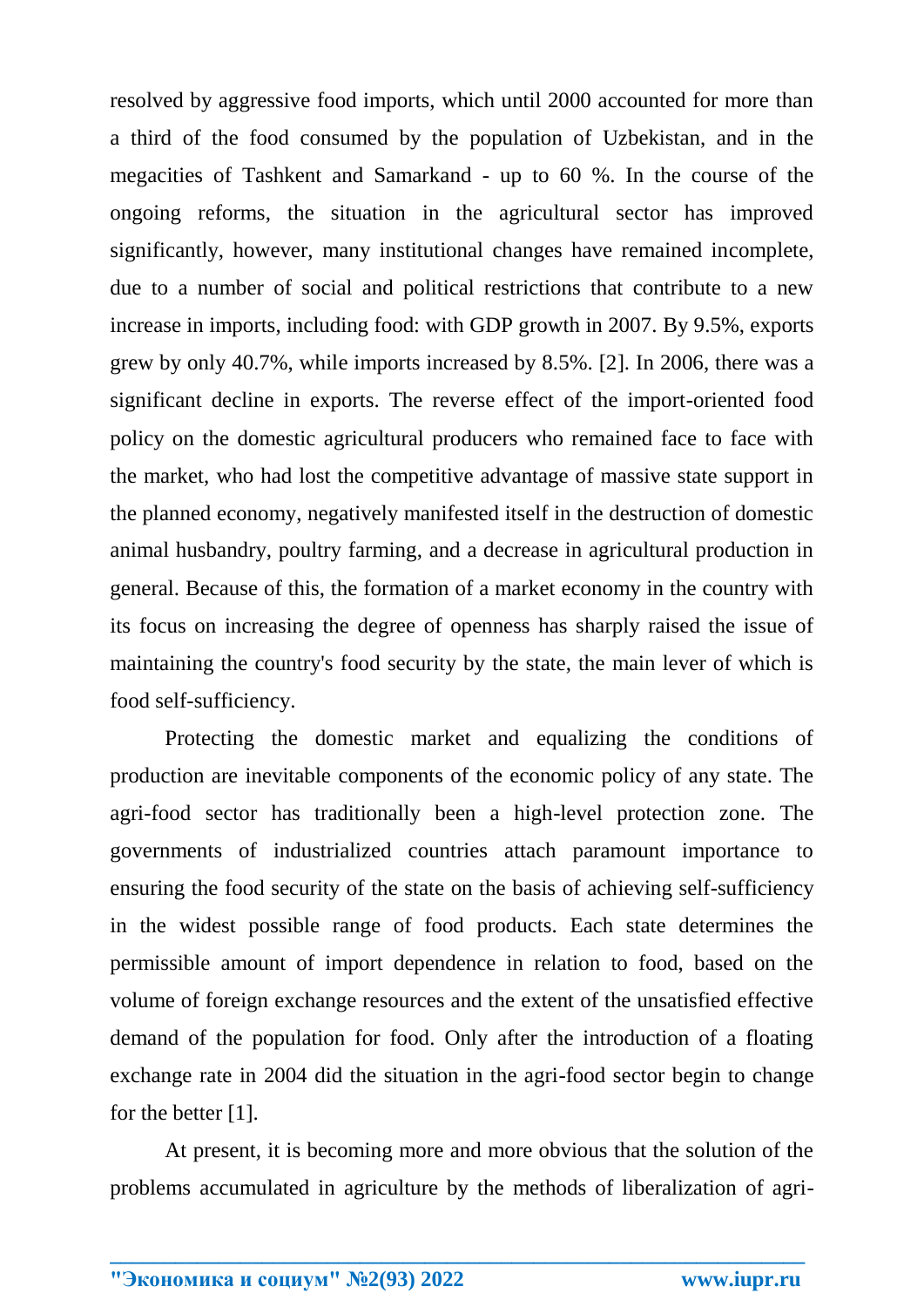resolved by aggressive food imports, which until 2000 accounted for more than a third of the food consumed by the population of Uzbekistan, and in the megacities of Tashkent and Samarkand - up to 60 %. In the course of the ongoing reforms, the situation in the agricultural sector has improved significantly, however, many institutional changes have remained incomplete, due to a number of social and political restrictions that contribute to a new increase in imports, including food: with GDP growth in 2007. By 9.5%, exports grew by only 40.7%, while imports increased by 8.5%. [2]. In 2006, there was a significant decline in exports. The reverse effect of the import-oriented food policy on the domestic agricultural producers who remained face to face with the market, who had lost the competitive advantage of massive state support in the planned economy, negatively manifested itself in the destruction of domestic animal husbandry, poultry farming, and a decrease in agricultural production in general. Because of this, the formation of a market economy in the country with its focus on increasing the degree of openness has sharply raised the issue of maintaining the country's food security by the state, the main lever of which is food self-sufficiency.

Protecting the domestic market and equalizing the conditions of production are inevitable components of the economic policy of any state. The agri-food sector has traditionally been a high-level protection zone. The governments of industrialized countries attach paramount importance to ensuring the food security of the state on the basis of achieving self-sufficiency in the widest possible range of food products. Each state determines the permissible amount of import dependence in relation to food, based on the volume of foreign exchange resources and the extent of the unsatisfied effective demand of the population for food. Only after the introduction of a floating exchange rate in 2004 did the situation in the agri-food sector begin to change for the better [1].

At present, it is becoming more and more obvious that the solution of the problems accumulated in agriculture by the methods of liberalization of agri-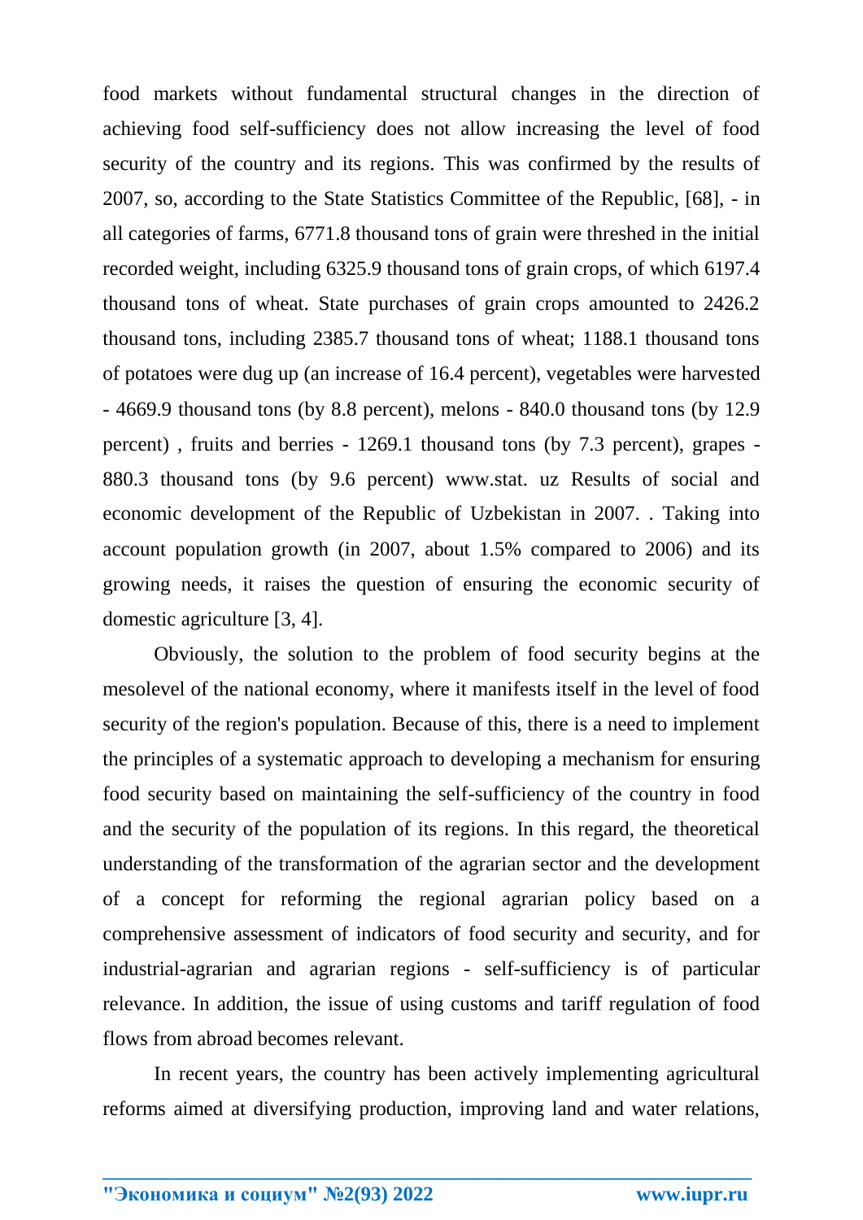food markets without fundamental structural changes in the direction of achieving food self-sufficiency does not allow increasing the level of food security of the country and its regions. This was confirmed by the results of 2007, so, according to the State Statistics Committee of the Republic, [68], - in all categories of farms, 6771.8 thousand tons of grain were threshed in the initial recorded weight, including 6325.9 thousand tons of grain crops, of which 6197.4 thousand tons of wheat. State purchases of grain crops amounted to 2426.2 thousand tons, including 2385.7 thousand tons of wheat; 1188.1 thousand tons of potatoes were dug up (an increase of 16.4 percent), vegetables were harvested - 4669.9 thousand tons (by 8.8 percent), melons - 840.0 thousand tons (by 12.9 percent) , fruits and berries - 1269.1 thousand tons (by 7.3 percent), grapes - 880.3 thousand tons (by 9.6 percent) www.stat. uz Results of social and economic development of the Republic of Uzbekistan in 2007. . Taking into account population growth (in 2007, about 1.5% compared to 2006) and its growing needs, it raises the question of ensuring the economic security of domestic agriculture [3, 4].

Obviously, the solution to the problem of food security begins at the mesolevel of the national economy, where it manifests itself in the level of food security of the region's population. Because of this, there is a need to implement the principles of a systematic approach to developing a mechanism for ensuring food security based on maintaining the self-sufficiency of the country in food and the security of the population of its regions. In this regard, the theoretical understanding of the transformation of the agrarian sector and the development of a concept for reforming the regional agrarian policy based on a comprehensive assessment of indicators of food security and security, and for industrial-agrarian and agrarian regions - self-sufficiency is of particular relevance. In addition, the issue of using customs and tariff regulation of food flows from abroad becomes relevant.

In recent years, the country has been actively implementing agricultural reforms aimed at diversifying production, improving land and water relations,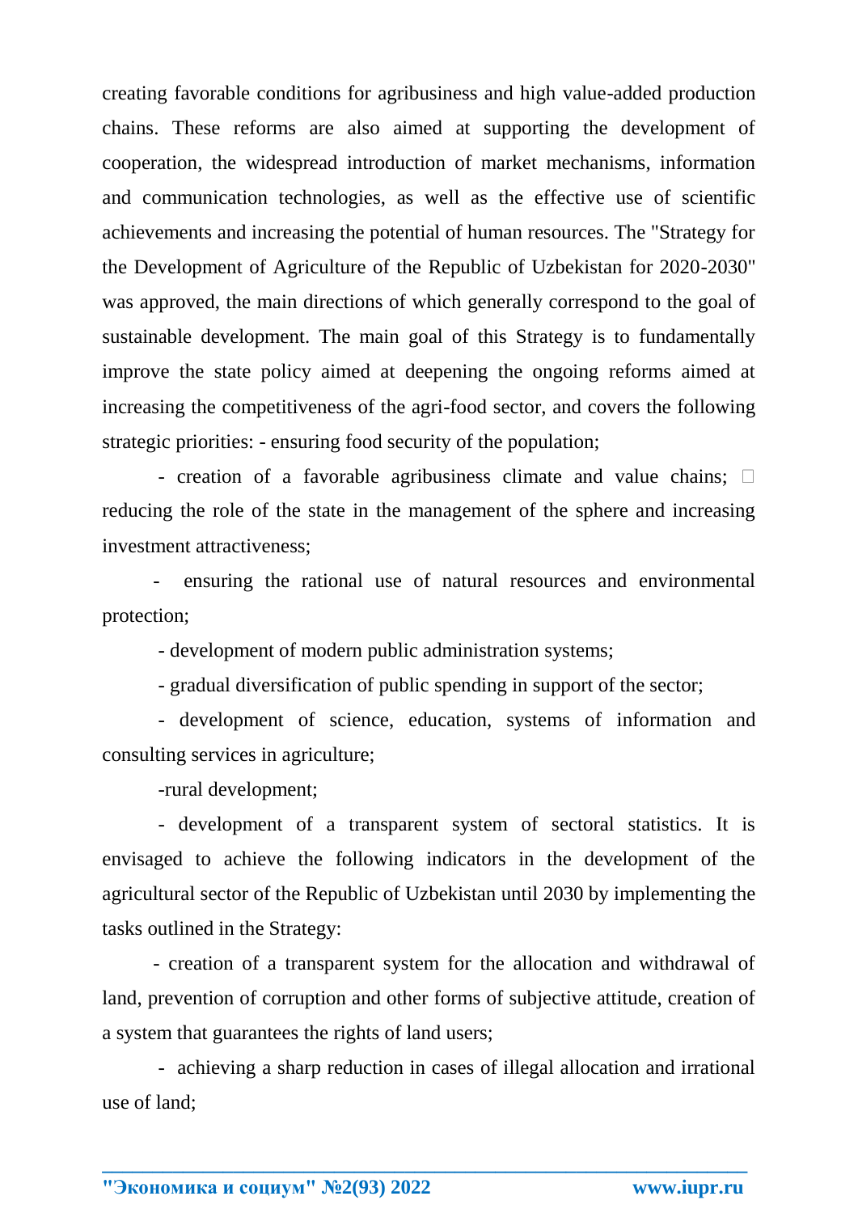creating favorable conditions for agribusiness and high value-added production chains. These reforms are also aimed at supporting the development of cooperation, the widespread introduction of market mechanisms, information and communication technologies, as well as the effective use of scientific achievements and increasing the potential of human resources. The "Strategy for the Development of Agriculture of the Republic of Uzbekistan for 2020-2030" was approved, the main directions of which generally correspond to the goal of sustainable development. The main goal of this Strategy is to fundamentally improve the state policy aimed at deepening the ongoing reforms aimed at increasing the competitiveness of the agri-food sector, and covers the following strategic priorities: - ensuring food security of the population;

- creation of a favorable agribusiness climate and value chains;  reducing the role of the state in the management of the sphere and increasing investment attractiveness;

- ensuring the rational use of natural resources and environmental protection;

- development of modern public administration systems;

- gradual diversification of public spending in support of the sector;

- development of science, education, systems of information and consulting services in agriculture;

-rural development;

- development of a transparent system of sectoral statistics. It is envisaged to achieve the following indicators in the development of the agricultural sector of the Republic of Uzbekistan until 2030 by implementing the tasks outlined in the Strategy:

- creation of a transparent system for the allocation and withdrawal of land, prevention of corruption and other forms of subjective attitude, creation of a system that guarantees the rights of land users;

- achieving a sharp reduction in cases of illegal allocation and irrational use of land;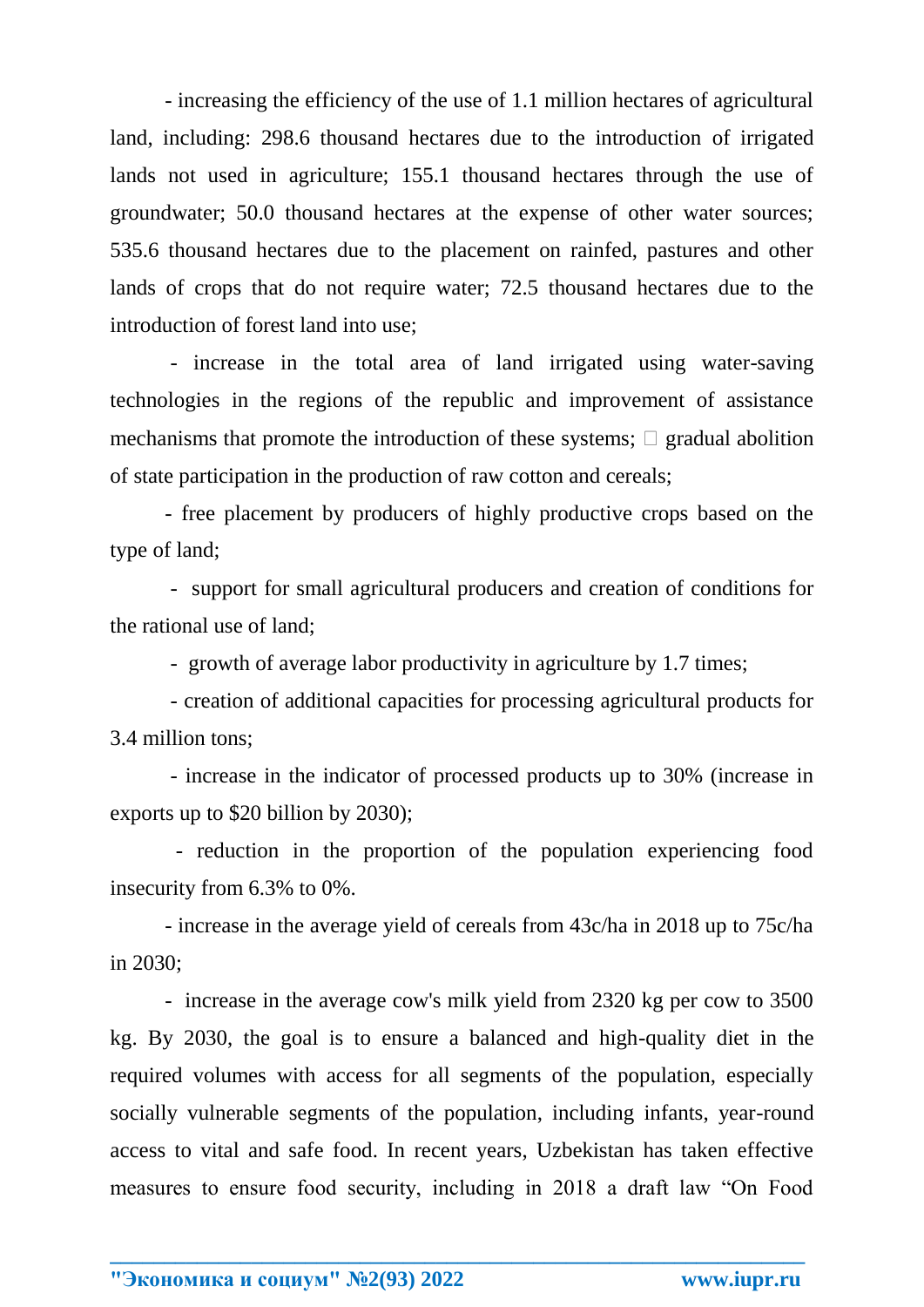- increasing the efficiency of the use of 1.1 million hectares of agricultural land, including: 298.6 thousand hectares due to the introduction of irrigated lands not used in agriculture; 155.1 thousand hectares through the use of groundwater; 50.0 thousand hectares at the expense of other water sources; 535.6 thousand hectares due to the placement on rainfed, pastures and other lands of crops that do not require water; 72.5 thousand hectares due to the introduction of forest land into use;

- increase in the total area of land irrigated using water-saving technologies in the regions of the republic and improvement of assistance mechanisms that promote the introduction of these systems;  gradual abolition of state participation in the production of raw cotton and cereals;

- free placement by producers of highly productive crops based on the type of land;

- support for small agricultural producers and creation of conditions for the rational use of land;

- growth of average labor productivity in agriculture by 1.7 times;

- creation of additional capacities for processing agricultural products for 3.4 million tons;

- increase in the indicator of processed products up to 30% (increase in exports up to $20 billion by 2030);

- reduction in the proportion of the population experiencing food insecurity from 6.3% to 0%.

- increase in the average yield of cereals from 43c/ha in 2018 up to 75c/ha in 2030;

- increase in the average cow's milk yield from 2320 kg per cow to 3500 kg. By 2030, the goal is to ensure a balanced and high-quality diet in the required volumes with access for all segments of the population, especially socially vulnerable segments of the population, including infants, year-round access to vital and safe food. In recent years, Uzbekistan has taken effective measures to ensure food security, including in 2018 a draft law “On Food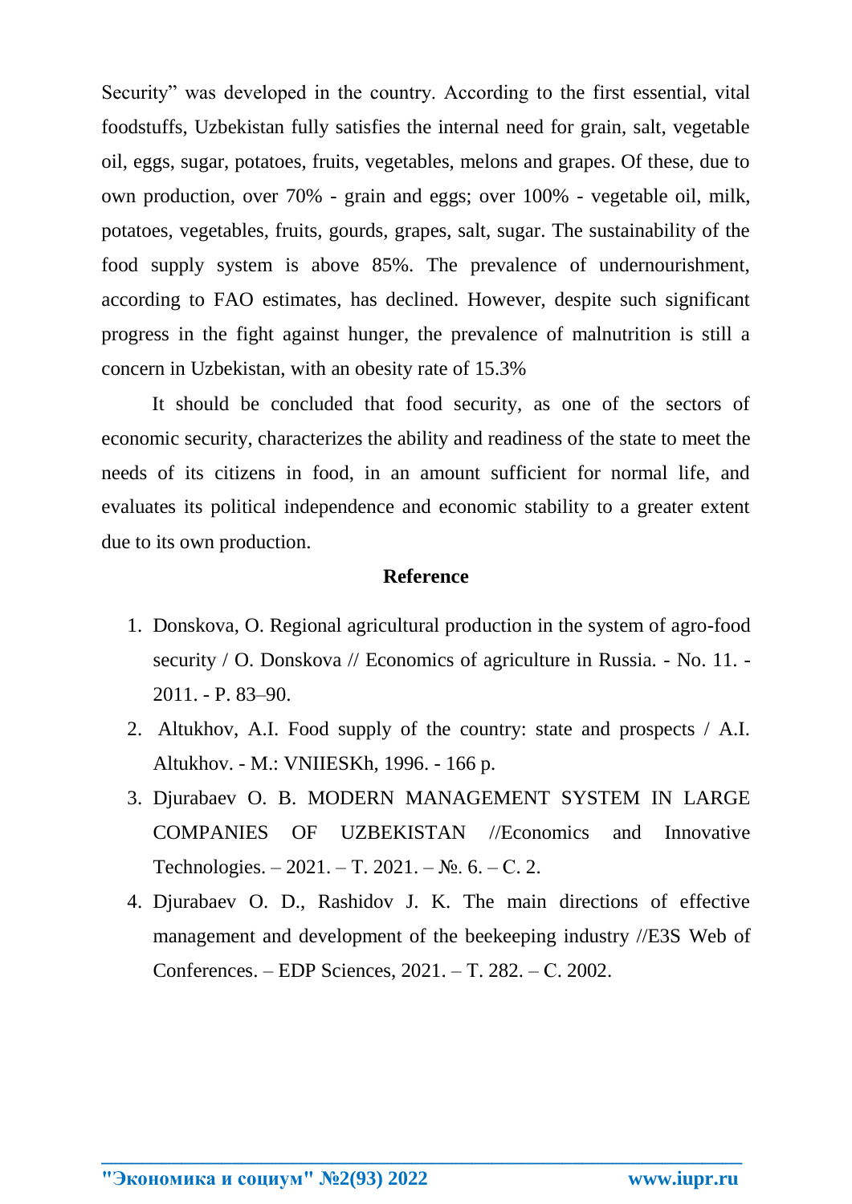Security" was developed in the country. According to the first essential, vital foodstuffs, Uzbekistan fully satisfies the internal need for grain, salt, vegetable oil, eggs, sugar, potatoes, fruits, vegetables, melons and grapes. Of these, due to own production, over 70% - grain and eggs; over 100% - vegetable oil, milk, potatoes, vegetables, fruits, gourds, grapes, salt, sugar. The sustainability of the food supply system is above 85%. The prevalence of undernourishment, according to FAO estimates, has declined. However, despite such significant progress in the fight against hunger, the prevalence of malnutrition is still a concern in Uzbekistan, with an obesity rate of 15.3%

It should be concluded that food security, as one of the sectors of economic security, characterizes the ability and readiness of the state to meet the needs of its citizens in food, in an amount sufficient for normal life, and evaluates its political independence and economic stability to a greater extent due to its own production.

## Reference

1. Donskova, O. Regional agricultural production in the system of agro-food security / O. Donskova // Economics of agriculture in Russia. - No. 11. - 2011. - P. 83–90.
2. Altukhov, A.I. Food supply of the country: state and prospects / A.I. Altukhov. - M.: VNIIESKh, 1996. - 166 p.
3. Djurabaev O. B. MODERN MANAGEMENT SYSTEM IN LARGE COMPANIES OF UZBEKISTAN //Economics and Innovative Technologies. – 2021. – Т. 2021. – №. 6. – С. 2.
4. Djurabaev O. D., Rashidov J. K. The main directions of effective management and development of the beekeeping industry //E3S Web of Conferences. – EDP Sciences, 2021. – Т. 282. – С. 2002.